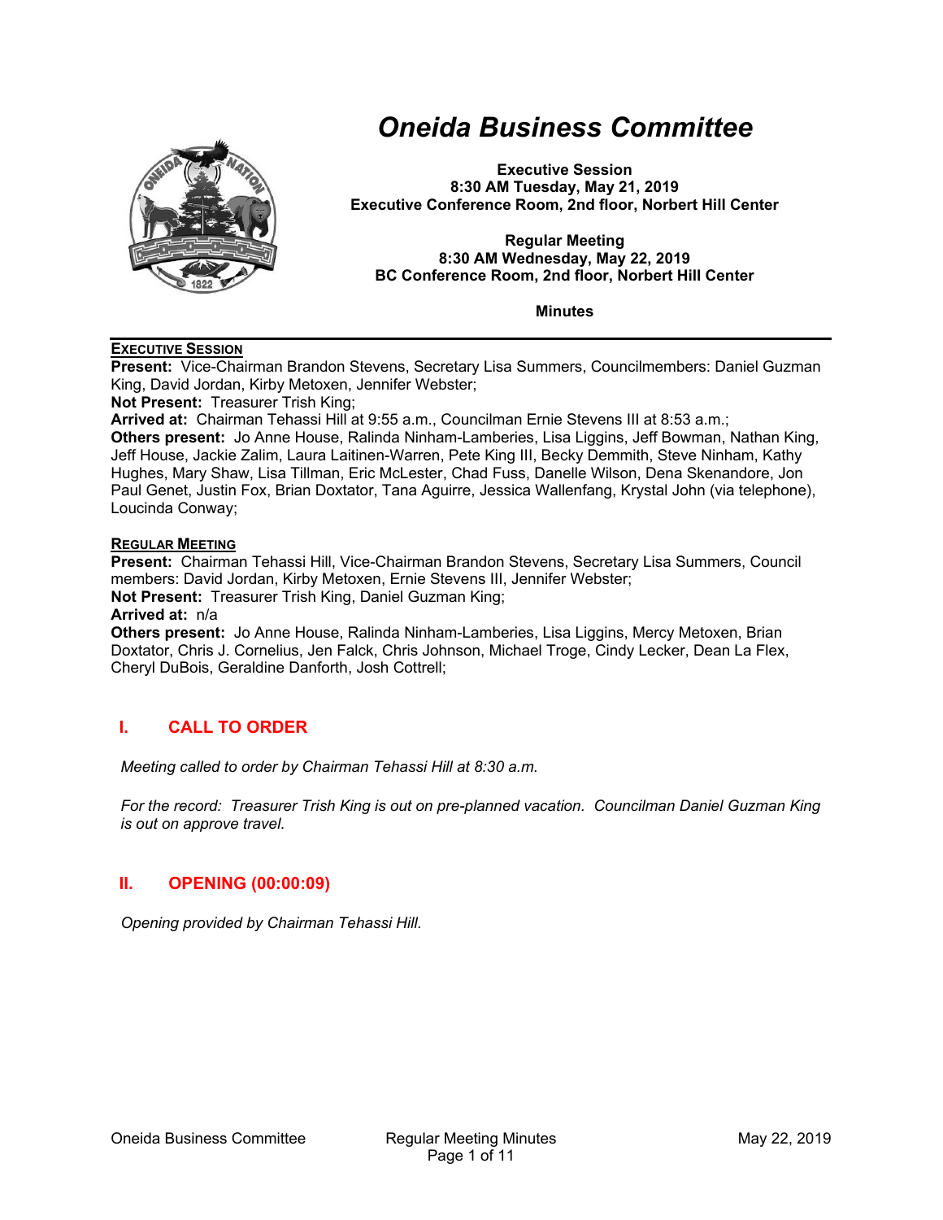# Oneida Business Committee

**Executive Session**
**8:30 AM Tuesday, May 21, 2019**
**Executive Conference Room, 2nd floor, Norbert Hill Center**

**Regular Meeting**
**8:30 AM Wednesday, May 22, 2019**
**BC Conference Room, 2nd floor, Norbert Hill Center**

**Minutes**

---

**EXECUTIVE SESSION**

**Present:** Vice-Chairman Brandon Stevens, Secretary Lisa Summers, Councilmembers: Daniel Guzman King, David Jordan, Kirby Metoxen, Jennifer Webster;
**Not Present:** Treasurer Trish King;
**Arrived at:** Chairman Tehassi Hill at 9:55 a.m., Councilman Ernie Stevens III at 8:53 a.m.;
**Others present:** Jo Anne House, Ralinda Ninham-Lamberies, Lisa Liggins, Jeff Bowman, Nathan King, Jeff House, Jackie Zalim, Laura Laitinen-Warren, Pete King III, Becky Demmith, Steve Ninham, Kathy Hughes, Mary Shaw, Lisa Tillman, Eric McLester, Chad Fuss, Danelle Wilson, Dena Skenandore, Jon Paul Genet, Justin Fox, Brian Doxtator, Tana Aguirre, Jessica Wallenfang, Krystal John (via telephone), Loucinda Conway;

**REGULAR MEETING**

**Present:** Chairman Tehassi Hill, Vice-Chairman Brandon Stevens, Secretary Lisa Summers, Council members: David Jordan, Kirby Metoxen, Ernie Stevens III, Jennifer Webster;
**Not Present:** Treasurer Trish King, Daniel Guzman King;
**Arrived at:** n/a
**Others present:** Jo Anne House, Ralinda Ninham-Lamberies, Lisa Liggins, Mercy Metoxen, Brian Doxtator, Chris J. Cornelius, Jen Falck, Chris Johnson, Michael Troge, Cindy Lecker, Dean La Flex, Cheryl DuBois, Geraldine Danforth, Josh Cottrell;

## I. CALL TO ORDER

*Meeting called to order by Chairman Tehassi Hill at 8:30 a.m.*

*For the record: Treasurer Trish King is out on pre-planned vacation. Councilman Daniel Guzman King is out on approve travel.*

## II. OPENING (00:00:09)

*Opening provided by Chairman Tehassi Hill.*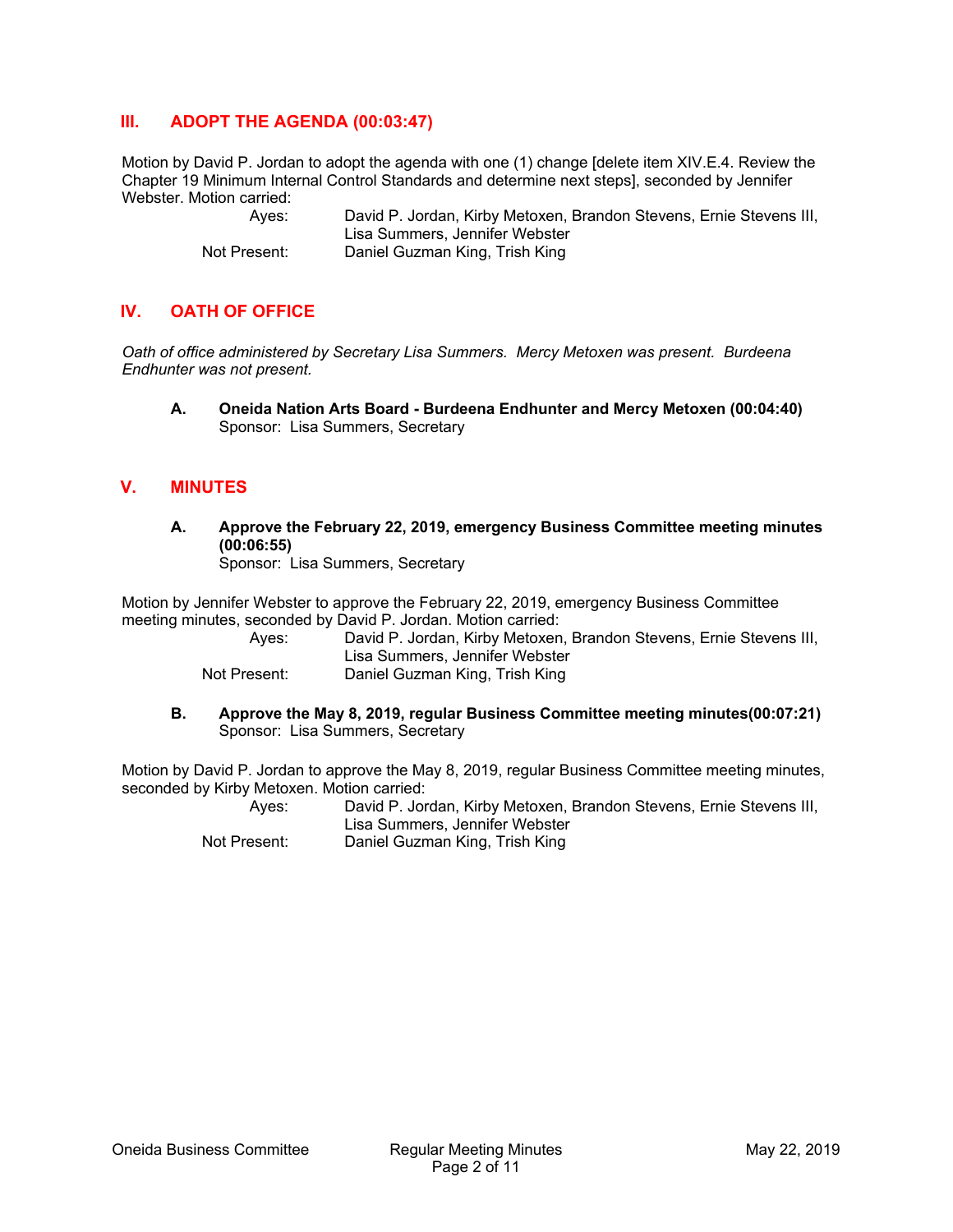## III. ADOPT THE AGENDA (00:03:47)

Motion by David P. Jordan to adopt the agenda with one (1) change [delete item XIV.E.4. Review the Chapter 19 Minimum Internal Control Standards and determine next steps], seconded by Jennifer Webster. Motion carried:

| | |
|---|---|
| Ayes: | David P. Jordan, Kirby Metoxen, Brandon Stevens, Ernie Stevens III, Lisa Summers, Jennifer Webster |
| Not Present: | Daniel Guzman King, Trish King |

## IV. OATH OF OFFICE

*Oath of office administered by Secretary Lisa Summers. Mercy Metoxen was present. Burdeena Endhunter was not present.*

**A. Oneida Nation Arts Board - Burdeena Endhunter and Mercy Metoxen (00:04:40)**
Sponsor: Lisa Summers, Secretary

## V. MINUTES

**A. Approve the February 22, 2019, emergency Business Committee meeting minutes (00:06:55)**
Sponsor: Lisa Summers, Secretary

Motion by Jennifer Webster to approve the February 22, 2019, emergency Business Committee meeting minutes, seconded by David P. Jordan. Motion carried:

| | |
|---|---|
| Ayes: | David P. Jordan, Kirby Metoxen, Brandon Stevens, Ernie Stevens III, Lisa Summers, Jennifer Webster |
| Not Present: | Daniel Guzman King, Trish King |

**B. Approve the May 8, 2019, regular Business Committee meeting minutes(00:07:21)**
Sponsor: Lisa Summers, Secretary

Motion by David P. Jordan to approve the May 8, 2019, regular Business Committee meeting minutes, seconded by Kirby Metoxen. Motion carried:

| | |
|---|---|
| Ayes: | David P. Jordan, Kirby Metoxen, Brandon Stevens, Ernie Stevens III, Lisa Summers, Jennifer Webster |
| Not Present: | Daniel Guzman King, Trish King |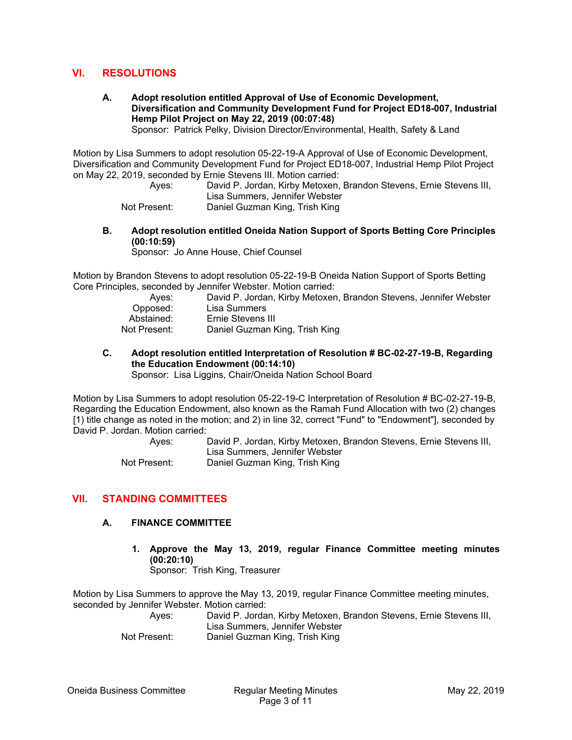## VI. RESOLUTIONS

**A. Adopt resolution entitled Approval of Use of Economic Development, Diversification and Community Development Fund for Project ED18-007, Industrial Hemp Pilot Project on May 22, 2019 (00:07:48)**
Sponsor: Patrick Pelky, Division Director/Environmental, Health, Safety & Land

Motion by Lisa Summers to adopt resolution 05-22-19-A Approval of Use of Economic Development, Diversification and Community Development Fund for Project ED18-007, Industrial Hemp Pilot Project on May 22, 2019, seconded by Ernie Stevens III. Motion carried:

Ayes: David P. Jordan, Kirby Metoxen, Brandon Stevens, Ernie Stevens III, Lisa Summers, Jennifer Webster
Not Present: Daniel Guzman King, Trish King

**B. Adopt resolution entitled Oneida Nation Support of Sports Betting Core Principles (00:10:59)**
Sponsor: Jo Anne House, Chief Counsel

Motion by Brandon Stevens to adopt resolution 05-22-19-B Oneida Nation Support of Sports Betting Core Principles, seconded by Jennifer Webster. Motion carried:

Ayes: David P. Jordan, Kirby Metoxen, Brandon Stevens, Jennifer Webster
Opposed: Lisa Summers
Abstained: Ernie Stevens III
Not Present: Daniel Guzman King, Trish King

**C. Adopt resolution entitled Interpretation of Resolution # BC-02-27-19-B, Regarding the Education Endowment (00:14:10)**
Sponsor: Lisa Liggins, Chair/Oneida Nation School Board

Motion by Lisa Summers to adopt resolution 05-22-19-C Interpretation of Resolution # BC-02-27-19-B, Regarding the Education Endowment, also known as the Ramah Fund Allocation with two (2) changes [1) title change as noted in the motion; and 2) in line 32, correct "Fund" to "Endowment"], seconded by David P. Jordan. Motion carried:

Ayes: David P. Jordan, Kirby Metoxen, Brandon Stevens, Ernie Stevens III, Lisa Summers, Jennifer Webster
Not Present: Daniel Guzman King, Trish King

## VII. STANDING COMMITTEES

### A. FINANCE COMMITTEE

**1. Approve the May 13, 2019, regular Finance Committee meeting minutes (00:20:10)**
Sponsor: Trish King, Treasurer

Motion by Lisa Summers to approve the May 13, 2019, regular Finance Committee meeting minutes, seconded by Jennifer Webster. Motion carried:

Ayes: David P. Jordan, Kirby Metoxen, Brandon Stevens, Ernie Stevens III, Lisa Summers, Jennifer Webster
Not Present: Daniel Guzman King, Trish King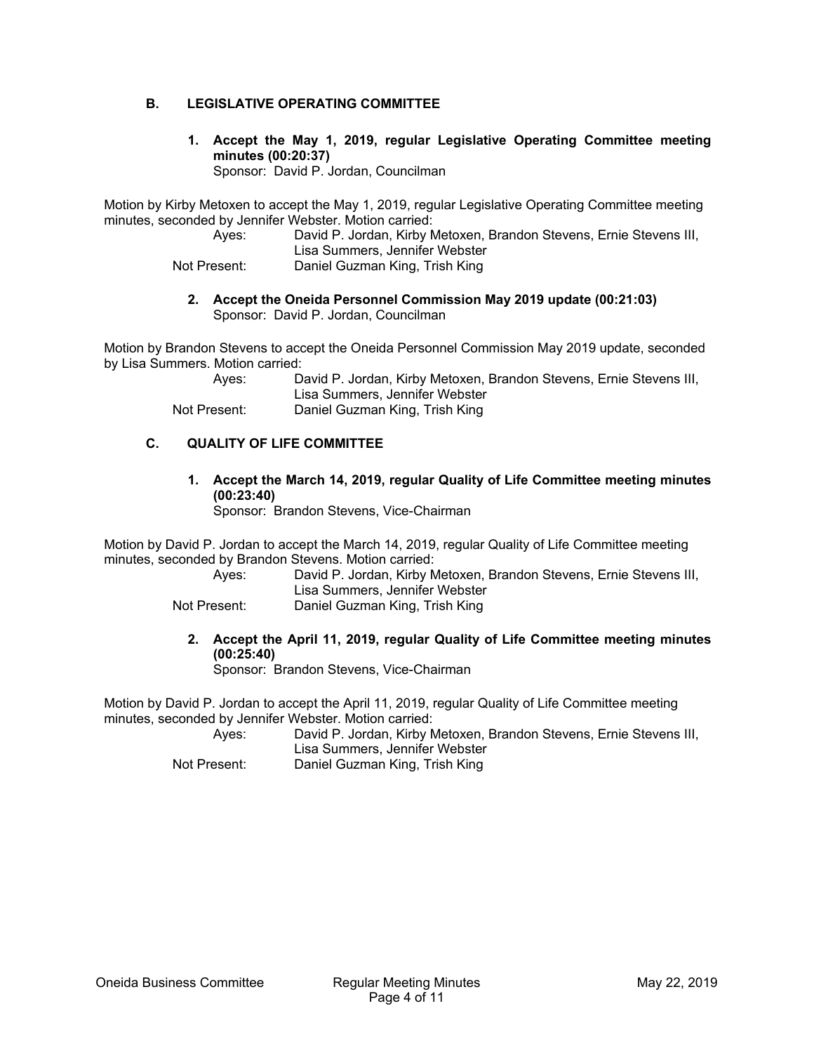## B. LEGISLATIVE OPERATING COMMITTEE

**1. Accept the May 1, 2019, regular Legislative Operating Committee meeting minutes (00:20:37)**
Sponsor: David P. Jordan, Councilman

Motion by Kirby Metoxen to accept the May 1, 2019, regular Legislative Operating Committee meeting minutes, seconded by Jennifer Webster. Motion carried:

Ayes: David P. Jordan, Kirby Metoxen, Brandon Stevens, Ernie Stevens III, Lisa Summers, Jennifer Webster
Not Present: Daniel Guzman King, Trish King

**2. Accept the Oneida Personnel Commission May 2019 update (00:21:03)**
Sponsor: David P. Jordan, Councilman

Motion by Brandon Stevens to accept the Oneida Personnel Commission May 2019 update, seconded by Lisa Summers. Motion carried:

Ayes: David P. Jordan, Kirby Metoxen, Brandon Stevens, Ernie Stevens III, Lisa Summers, Jennifer Webster
Not Present: Daniel Guzman King, Trish King

## C. QUALITY OF LIFE COMMITTEE

**1. Accept the March 14, 2019, regular Quality of Life Committee meeting minutes (00:23:40)**
Sponsor: Brandon Stevens, Vice-Chairman

Motion by David P. Jordan to accept the March 14, 2019, regular Quality of Life Committee meeting minutes, seconded by Brandon Stevens. Motion carried:

Ayes: David P. Jordan, Kirby Metoxen, Brandon Stevens, Ernie Stevens III, Lisa Summers, Jennifer Webster
Not Present: Daniel Guzman King, Trish King

**2. Accept the April 11, 2019, regular Quality of Life Committee meeting minutes (00:25:40)**
Sponsor: Brandon Stevens, Vice-Chairman

Motion by David P. Jordan to accept the April 11, 2019, regular Quality of Life Committee meeting minutes, seconded by Jennifer Webster. Motion carried:

Ayes: David P. Jordan, Kirby Metoxen, Brandon Stevens, Ernie Stevens III, Lisa Summers, Jennifer Webster
Not Present: Daniel Guzman King, Trish King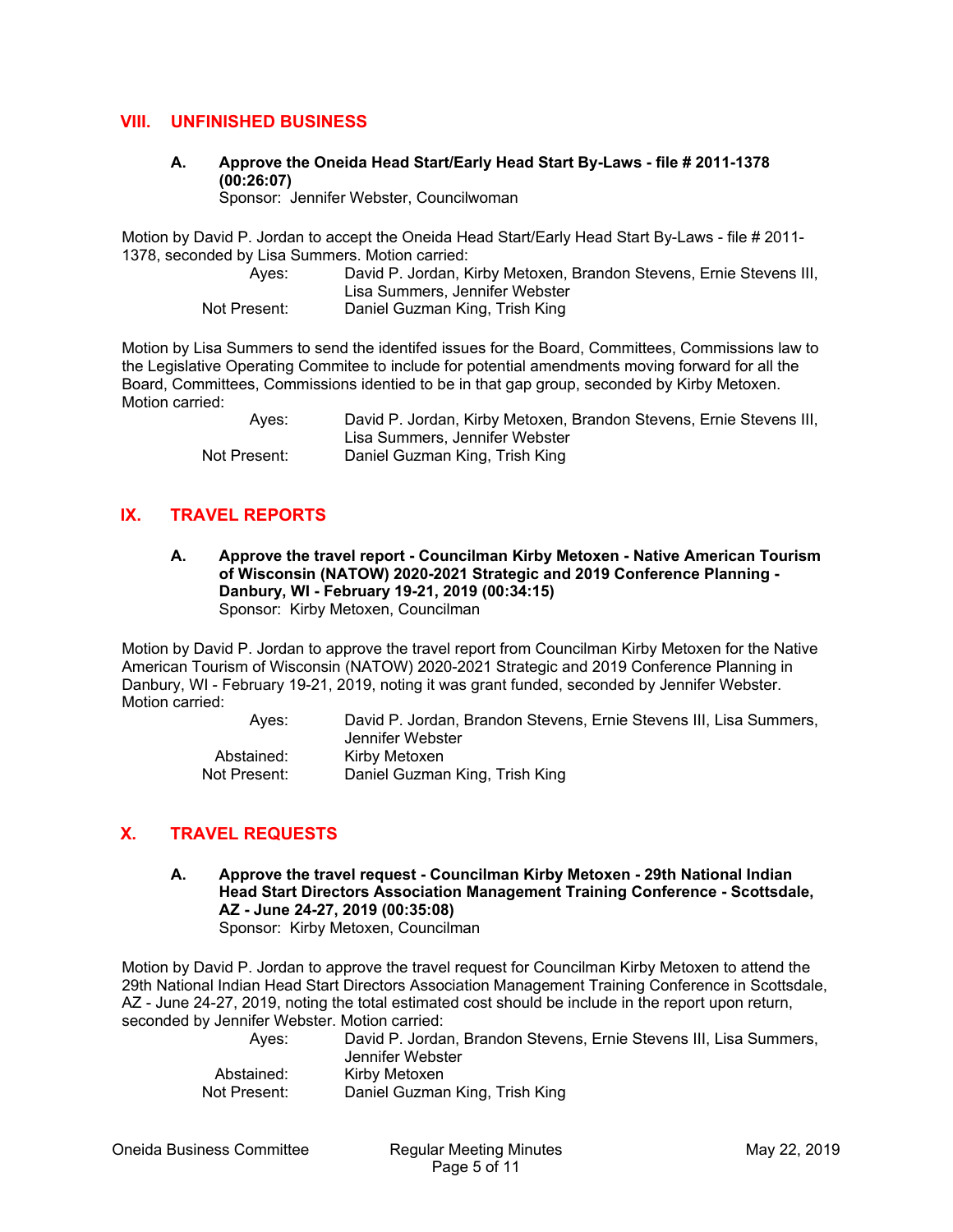## VIII. UNFINISHED BUSINESS

**A. Approve the Oneida Head Start/Early Head Start By-Laws - file # 2011-1378 (00:26:07)**
Sponsor: Jennifer Webster, Councilwoman

Motion by David P. Jordan to accept the Oneida Head Start/Early Head Start By-Laws - file # 2011-1378, seconded by Lisa Summers. Motion carried:

Ayes: David P. Jordan, Kirby Metoxen, Brandon Stevens, Ernie Stevens III, Lisa Summers, Jennifer Webster
Not Present: Daniel Guzman King, Trish King

Motion by Lisa Summers to send the identifed issues for the Board, Committees, Commissions law to the Legislative Operating Commitee to include for potential amendments moving forward for all the Board, Committees, Commissions identied to be in that gap group, seconded by Kirby Metoxen. Motion carried:

Ayes: David P. Jordan, Kirby Metoxen, Brandon Stevens, Ernie Stevens III, Lisa Summers, Jennifer Webster
Not Present: Daniel Guzman King, Trish King

## IX. TRAVEL REPORTS

**A. Approve the travel report - Councilman Kirby Metoxen - Native American Tourism of Wisconsin (NATOW) 2020-2021 Strategic and 2019 Conference Planning - Danbury, WI - February 19-21, 2019 (00:34:15)**
Sponsor: Kirby Metoxen, Councilman

Motion by David P. Jordan to approve the travel report from Councilman Kirby Metoxen for the Native American Tourism of Wisconsin (NATOW) 2020-2021 Strategic and 2019 Conference Planning in Danbury, WI - February 19-21, 2019, noting it was grant funded, seconded by Jennifer Webster. Motion carried:

Ayes: David P. Jordan, Brandon Stevens, Ernie Stevens III, Lisa Summers, Jennifer Webster
Abstained: Kirby Metoxen
Not Present: Daniel Guzman King, Trish King

## X. TRAVEL REQUESTS

**A. Approve the travel request - Councilman Kirby Metoxen - 29th National Indian Head Start Directors Association Management Training Conference - Scottsdale, AZ - June 24-27, 2019 (00:35:08)**
Sponsor: Kirby Metoxen, Councilman

Motion by David P. Jordan to approve the travel request for Councilman Kirby Metoxen to attend the 29th National Indian Head Start Directors Association Management Training Conference in Scottsdale, AZ - June 24-27, 2019, noting the total estimated cost should be include in the report upon return, seconded by Jennifer Webster. Motion carried:

Ayes: David P. Jordan, Brandon Stevens, Ernie Stevens III, Lisa Summers, Jennifer Webster
Abstained: Kirby Metoxen
Not Present: Daniel Guzman King, Trish King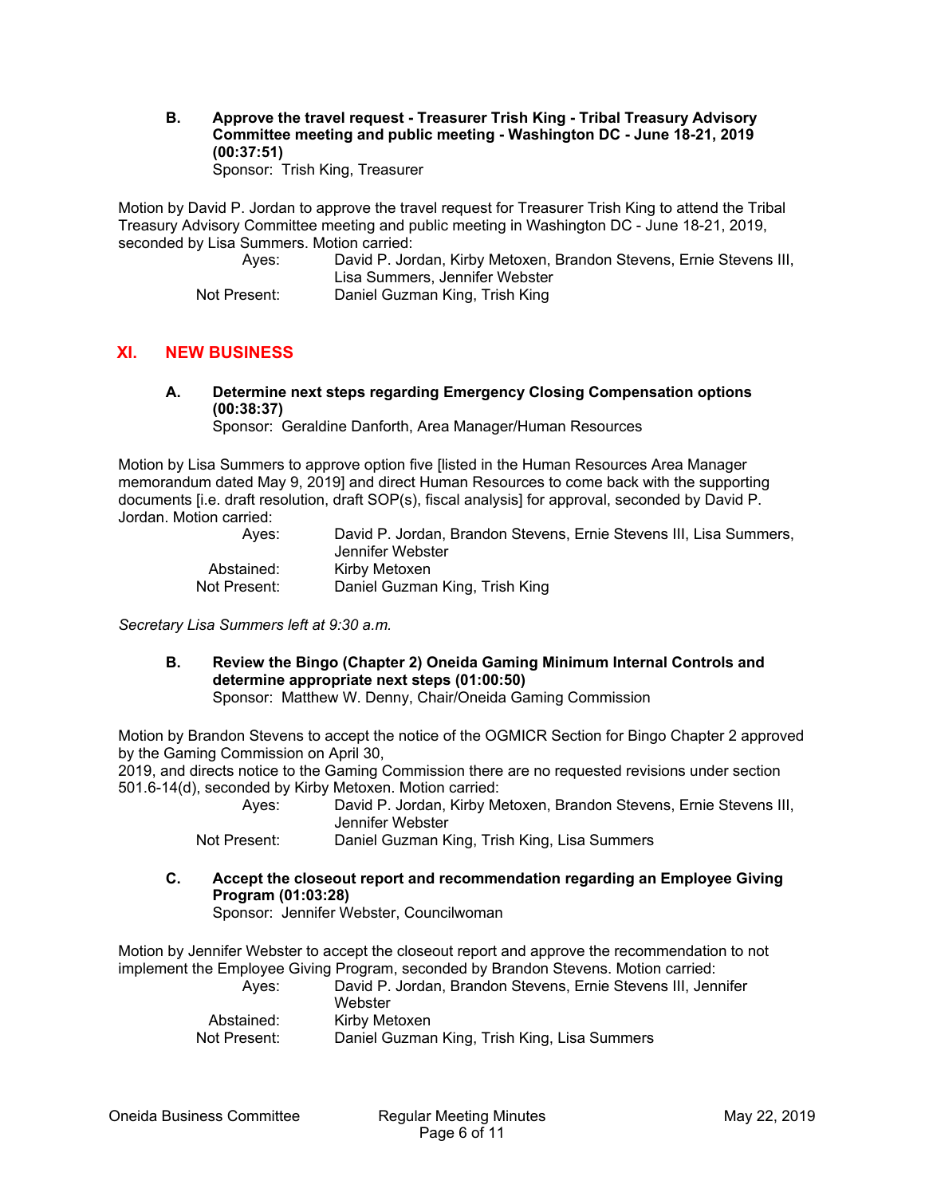**B. Approve the travel request - Treasurer Trish King - Tribal Treasury Advisory Committee meeting and public meeting - Washington DC - June 18-21, 2019 (00:37:51)**
Sponsor: Trish King, Treasurer

Motion by David P. Jordan to approve the travel request for Treasurer Trish King to attend the Tribal Treasury Advisory Committee meeting and public meeting in Washington DC - June 18-21, 2019, seconded by Lisa Summers. Motion carried:

| | |
|---|---|
| Ayes: | David P. Jordan, Kirby Metoxen, Brandon Stevens, Ernie Stevens III, Lisa Summers, Jennifer Webster |
| Not Present: | Daniel Guzman King, Trish King |

## XI. NEW BUSINESS

**A. Determine next steps regarding Emergency Closing Compensation options (00:38:37)**
Sponsor: Geraldine Danforth, Area Manager/Human Resources

Motion by Lisa Summers to approve option five [listed in the Human Resources Area Manager memorandum dated May 9, 2019] and direct Human Resources to come back with the supporting documents [i.e. draft resolution, draft SOP(s), fiscal analysis] for approval, seconded by David P. Jordan. Motion carried:

| | |
|---|---|
| Ayes: | David P. Jordan, Brandon Stevens, Ernie Stevens III, Lisa Summers, Jennifer Webster |
| Abstained: | Kirby Metoxen |
| Not Present: | Daniel Guzman King, Trish King |

*Secretary Lisa Summers left at 9:30 a.m.*

**B. Review the Bingo (Chapter 2) Oneida Gaming Minimum Internal Controls and determine appropriate next steps (01:00:50)**
Sponsor: Matthew W. Denny, Chair/Oneida Gaming Commission

Motion by Brandon Stevens to accept the notice of the OGMICR Section for Bingo Chapter 2 approved by the Gaming Commission on April 30,
2019, and directs notice to the Gaming Commission there are no requested revisions under section 501.6-14(d), seconded by Kirby Metoxen. Motion carried:

| | |
|---|---|
| Ayes: | David P. Jordan, Kirby Metoxen, Brandon Stevens, Ernie Stevens III, Jennifer Webster |
| Not Present: | Daniel Guzman King, Trish King, Lisa Summers |

**C. Accept the closeout report and recommendation regarding an Employee Giving Program (01:03:28)**
Sponsor: Jennifer Webster, Councilwoman

Motion by Jennifer Webster to accept the closeout report and approve the recommendation to not implement the Employee Giving Program, seconded by Brandon Stevens. Motion carried:

| | |
|---|---|
| Ayes: | David P. Jordan, Brandon Stevens, Ernie Stevens III, Jennifer Webster |
| Abstained: | Kirby Metoxen |
| Not Present: | Daniel Guzman King, Trish King, Lisa Summers |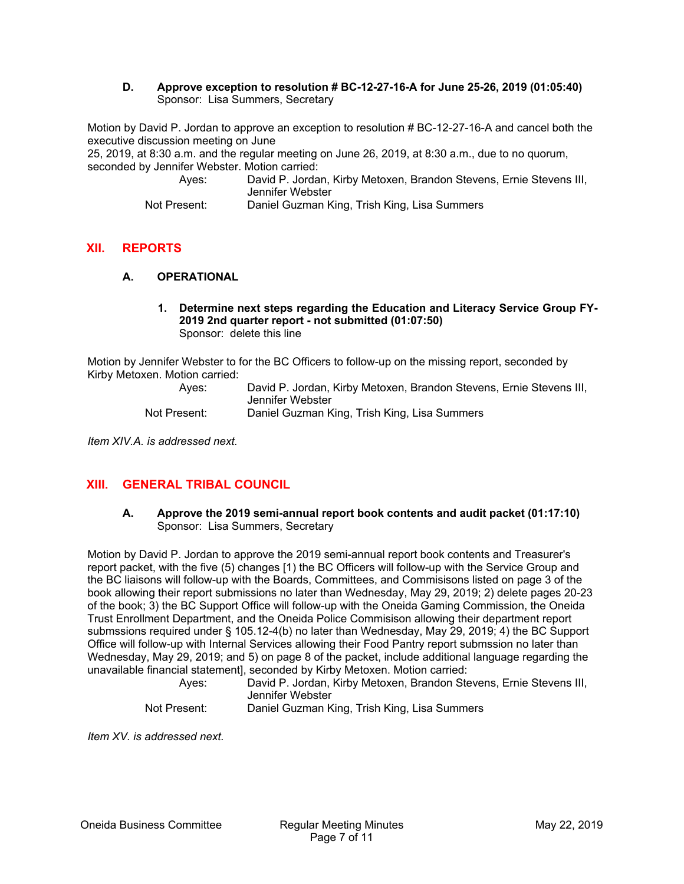**D. Approve exception to resolution # BC-12-27-16-A for June 25-26, 2019 (01:05:40)**
Sponsor: Lisa Summers, Secretary

Motion by David P. Jordan to approve an exception to resolution # BC-12-27-16-A and cancel both the executive discussion meeting on June
25, 2019, at 8:30 a.m. and the regular meeting on June 26, 2019, at 8:30 a.m., due to no quorum, seconded by Jennifer Webster. Motion carried:

Ayes: David P. Jordan, Kirby Metoxen, Brandon Stevens, Ernie Stevens III, Jennifer Webster
Not Present: Daniel Guzman King, Trish King, Lisa Summers

## XII. REPORTS

### A. OPERATIONAL

**1. Determine next steps regarding the Education and Literacy Service Group FY-2019 2nd quarter report - not submitted (01:07:50)**
Sponsor: delete this line

Motion by Jennifer Webster to for the BC Officers to follow-up on the missing report, seconded by Kirby Metoxen. Motion carried:

Ayes: David P. Jordan, Kirby Metoxen, Brandon Stevens, Ernie Stevens III, Jennifer Webster
Not Present: Daniel Guzman King, Trish King, Lisa Summers

*Item XIV.A. is addressed next.*

## XIII. GENERAL TRIBAL COUNCIL

**A. Approve the 2019 semi-annual report book contents and audit packet (01:17:10)**
Sponsor: Lisa Summers, Secretary

Motion by David P. Jordan to approve the 2019 semi-annual report book contents and Treasurer's report packet, with the five (5) changes [1) the BC Officers will follow-up with the Service Group and the BC liaisons will follow-up with the Boards, Committees, and Commisisons listed on page 3 of the book allowing their report submissions no later than Wednesday, May 29, 2019; 2) delete pages 20-23 of the book; 3) the BC Support Office will follow-up with the Oneida Gaming Commission, the Oneida Trust Enrollment Department, and the Oneida Police Commisison allowing their department report submssions required under § 105.12-4(b) no later than Wednesday, May 29, 2019; 4) the BC Support Office will follow-up with Internal Services allowing their Food Pantry report submssion no later than Wednesday, May 29, 2019; and 5) on page 8 of the packet, include additional language regarding the unavailable financial statement], seconded by Kirby Metoxen. Motion carried:

Ayes: David P. Jordan, Kirby Metoxen, Brandon Stevens, Ernie Stevens III, Jennifer Webster
Not Present: Daniel Guzman King, Trish King, Lisa Summers

*Item XV. is addressed next.*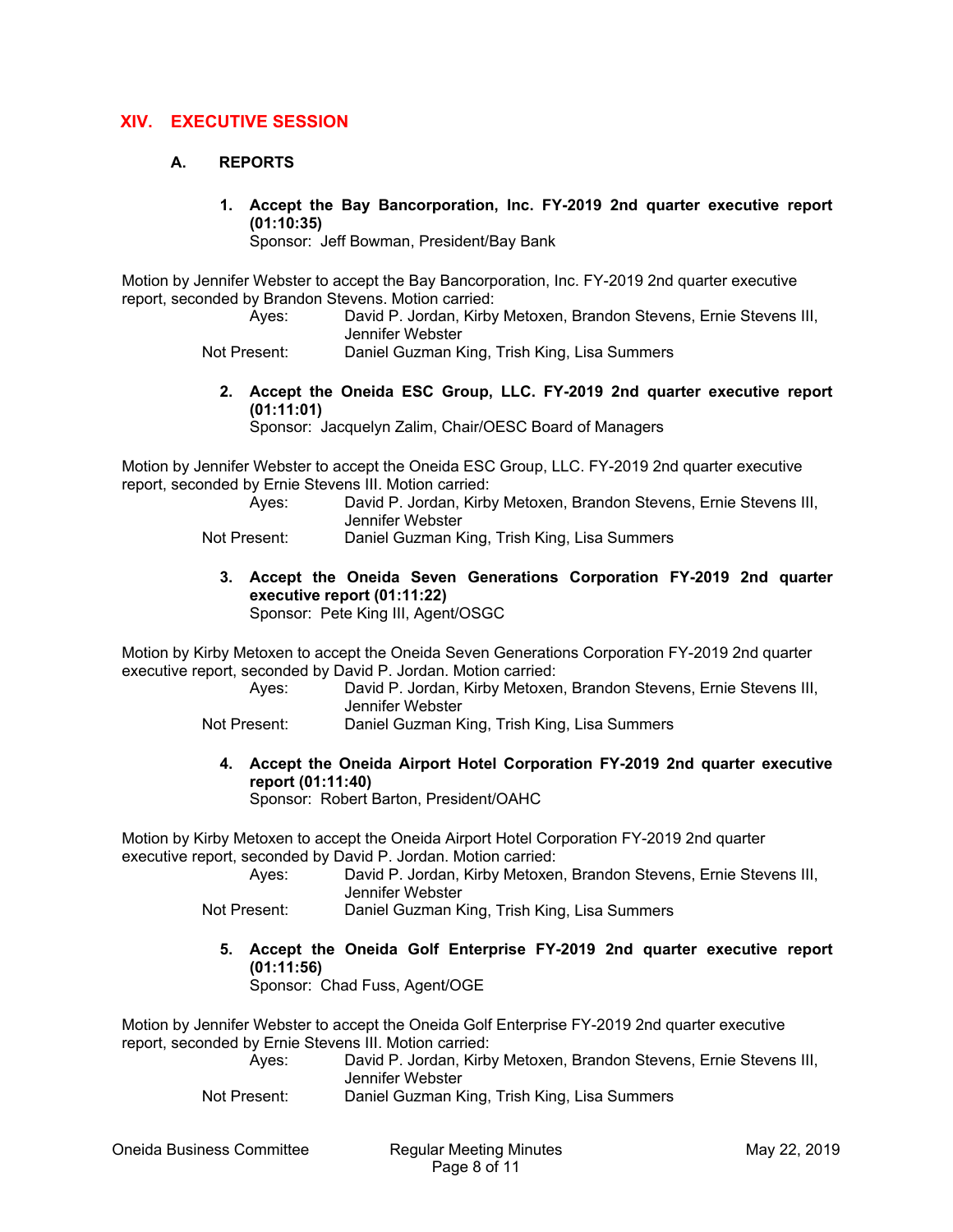## XIV. EXECUTIVE SESSION

### A. REPORTS

**1. Accept the Bay Bancorporation, Inc. FY-2019 2nd quarter executive report (01:10:35)**
Sponsor: Jeff Bowman, President/Bay Bank

Motion by Jennifer Webster to accept the Bay Bancorporation, Inc. FY-2019 2nd quarter executive report, seconded by Brandon Stevens. Motion carried:

Ayes: David P. Jordan, Kirby Metoxen, Brandon Stevens, Ernie Stevens III, Jennifer Webster
Not Present: Daniel Guzman King, Trish King, Lisa Summers

**2. Accept the Oneida ESC Group, LLC. FY-2019 2nd quarter executive report (01:11:01)**
Sponsor: Jacquelyn Zalim, Chair/OESC Board of Managers

Motion by Jennifer Webster to accept the Oneida ESC Group, LLC. FY-2019 2nd quarter executive report, seconded by Ernie Stevens III. Motion carried:

Ayes: David P. Jordan, Kirby Metoxen, Brandon Stevens, Ernie Stevens III, Jennifer Webster
Not Present: Daniel Guzman King, Trish King, Lisa Summers

**3. Accept the Oneida Seven Generations Corporation FY-2019 2nd quarter executive report (01:11:22)**
Sponsor: Pete King III, Agent/OSGC

Motion by Kirby Metoxen to accept the Oneida Seven Generations Corporation FY-2019 2nd quarter executive report, seconded by David P. Jordan. Motion carried:

Ayes: David P. Jordan, Kirby Metoxen, Brandon Stevens, Ernie Stevens III, Jennifer Webster
Not Present: Daniel Guzman King, Trish King, Lisa Summers

**4. Accept the Oneida Airport Hotel Corporation FY-2019 2nd quarter executive report (01:11:40)**
Sponsor: Robert Barton, President/OAHC

Motion by Kirby Metoxen to accept the Oneida Airport Hotel Corporation FY-2019 2nd quarter executive report, seconded by David P. Jordan. Motion carried:

Ayes: David P. Jordan, Kirby Metoxen, Brandon Stevens, Ernie Stevens III, Jennifer Webster
Not Present: Daniel Guzman King, Trish King, Lisa Summers

**5. Accept the Oneida Golf Enterprise FY-2019 2nd quarter executive report (01:11:56)**
Sponsor: Chad Fuss, Agent/OGE

Motion by Jennifer Webster to accept the Oneida Golf Enterprise FY-2019 2nd quarter executive report, seconded by Ernie Stevens III. Motion carried:

Ayes: David P. Jordan, Kirby Metoxen, Brandon Stevens, Ernie Stevens III, Jennifer Webster
Not Present: Daniel Guzman King, Trish King, Lisa Summers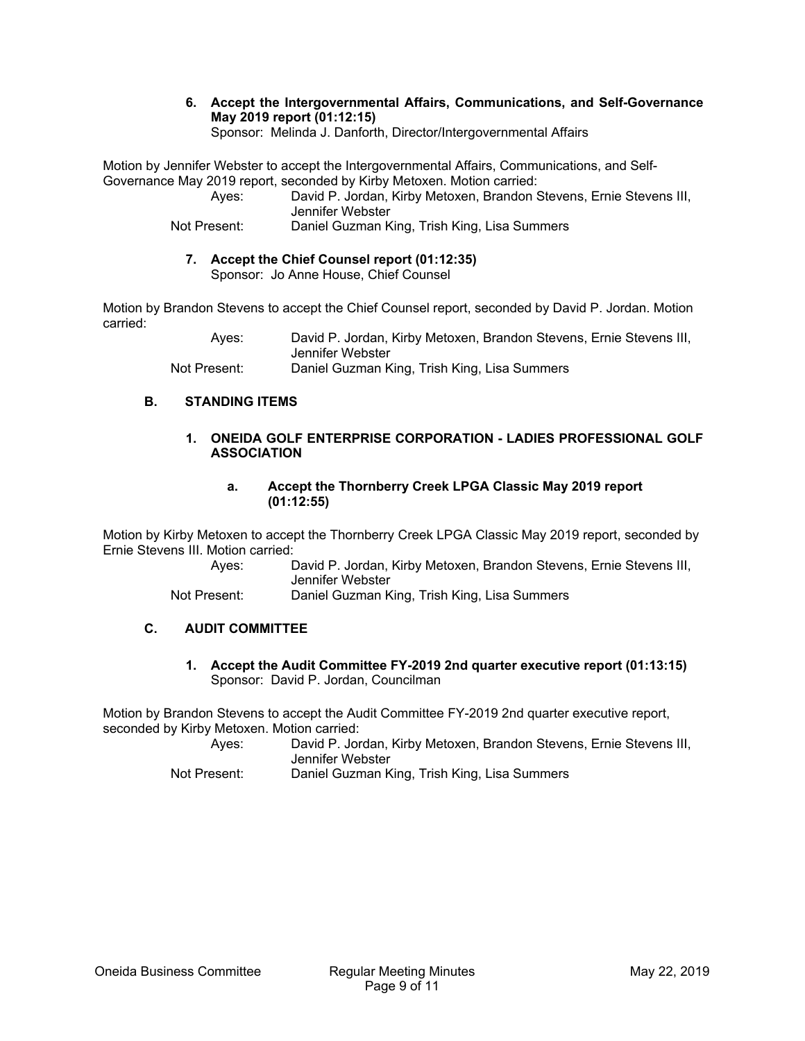**6. Accept the Intergovernmental Affairs, Communications, and Self-Governance May 2019 report (01:12:15)**
Sponsor: Melinda J. Danforth, Director/Intergovernmental Affairs

Motion by Jennifer Webster to accept the Intergovernmental Affairs, Communications, and Self-Governance May 2019 report, seconded by Kirby Metoxen. Motion carried:

Ayes: David P. Jordan, Kirby Metoxen, Brandon Stevens, Ernie Stevens III, Jennifer Webster
Not Present: Daniel Guzman King, Trish King, Lisa Summers

**7. Accept the Chief Counsel report (01:12:35)**
Sponsor: Jo Anne House, Chief Counsel

Motion by Brandon Stevens to accept the Chief Counsel report, seconded by David P. Jordan. Motion carried:

Ayes: David P. Jordan, Kirby Metoxen, Brandon Stevens, Ernie Stevens III, Jennifer Webster
Not Present: Daniel Guzman King, Trish King, Lisa Summers

## B. STANDING ITEMS

### 1. ONEIDA GOLF ENTERPRISE CORPORATION - LADIES PROFESSIONAL GOLF ASSOCIATION

**a. Accept the Thornberry Creek LPGA Classic May 2019 report (01:12:55)**

Motion by Kirby Metoxen to accept the Thornberry Creek LPGA Classic May 2019 report, seconded by Ernie Stevens III. Motion carried:

Ayes: David P. Jordan, Kirby Metoxen, Brandon Stevens, Ernie Stevens III, Jennifer Webster
Not Present: Daniel Guzman King, Trish King, Lisa Summers

## C. AUDIT COMMITTEE

**1. Accept the Audit Committee FY-2019 2nd quarter executive report (01:13:15)**
Sponsor: David P. Jordan, Councilman

Motion by Brandon Stevens to accept the Audit Committee FY-2019 2nd quarter executive report, seconded by Kirby Metoxen. Motion carried:

Ayes: David P. Jordan, Kirby Metoxen, Brandon Stevens, Ernie Stevens III, Jennifer Webster
Not Present: Daniel Guzman King, Trish King, Lisa Summers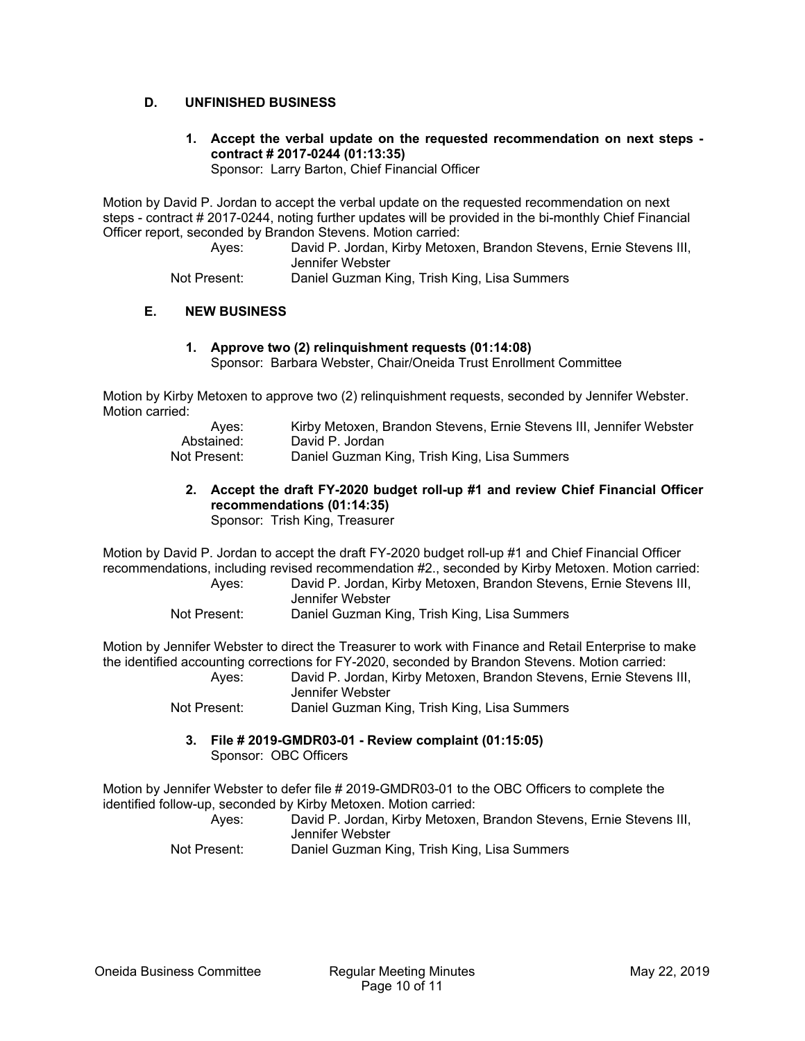## D. UNFINISHED BUSINESS

### 1. Accept the verbal update on the requested recommendation on next steps - contract # 2017-0244 (01:13:35)

Sponsor: Larry Barton, Chief Financial Officer

Motion by David P. Jordan to accept the verbal update on the requested recommendation on next steps - contract # 2017-0244, noting further updates will be provided in the bi-monthly Chief Financial Officer report, seconded by Brandon Stevens. Motion carried:

Ayes: David P. Jordan, Kirby Metoxen, Brandon Stevens, Ernie Stevens III, Jennifer Webster
Not Present: Daniel Guzman King, Trish King, Lisa Summers

## E. NEW BUSINESS

### 1. Approve two (2) relinquishment requests (01:14:08)

Sponsor: Barbara Webster, Chair/Oneida Trust Enrollment Committee

Motion by Kirby Metoxen to approve two (2) relinquishment requests, seconded by Jennifer Webster. Motion carried:

Ayes: Kirby Metoxen, Brandon Stevens, Ernie Stevens III, Jennifer Webster
Abstained: David P. Jordan
Not Present: Daniel Guzman King, Trish King, Lisa Summers

### 2. Accept the draft FY-2020 budget roll-up #1 and review Chief Financial Officer recommendations (01:14:35)

Sponsor: Trish King, Treasurer

Motion by David P. Jordan to accept the draft FY-2020 budget roll-up #1 and Chief Financial Officer recommendations, including revised recommendation #2., seconded by Kirby Metoxen. Motion carried:

Ayes: David P. Jordan, Kirby Metoxen, Brandon Stevens, Ernie Stevens III, Jennifer Webster
Not Present: Daniel Guzman King, Trish King, Lisa Summers

Motion by Jennifer Webster to direct the Treasurer to work with Finance and Retail Enterprise to make the identified accounting corrections for FY-2020, seconded by Brandon Stevens. Motion carried:

Ayes: David P. Jordan, Kirby Metoxen, Brandon Stevens, Ernie Stevens III, Jennifer Webster
Not Present: Daniel Guzman King, Trish King, Lisa Summers

### 3. File # 2019-GMDR03-01 - Review complaint (01:15:05)

Sponsor: OBC Officers

Motion by Jennifer Webster to defer file # 2019-GMDR03-01 to the OBC Officers to complete the identified follow-up, seconded by Kirby Metoxen. Motion carried:

Ayes: David P. Jordan, Kirby Metoxen, Brandon Stevens, Ernie Stevens III, Jennifer Webster
Not Present: Daniel Guzman King, Trish King, Lisa Summers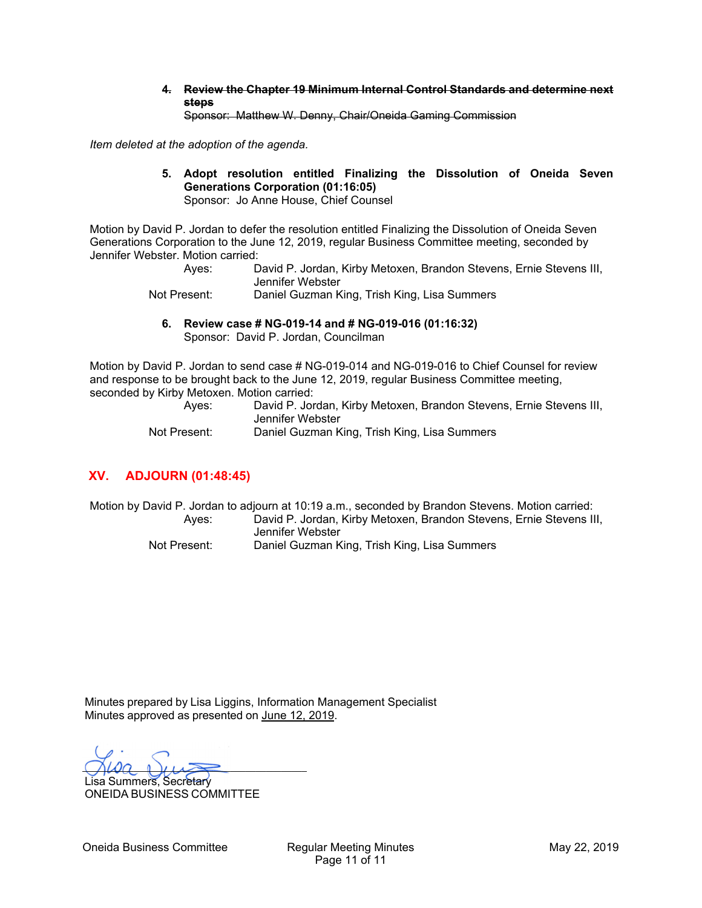4. ~~**Review the Chapter 19 Minimum Internal Control Standards and determine next steps**~~
   ~~Sponsor: Matthew W. Denny, Chair/Oneida Gaming Commission~~

*Item deleted at the adoption of the agenda.*

5. **Adopt resolution entitled Finalizing the Dissolution of Oneida Seven Generations Corporation (01:16:05)**
   Sponsor: Jo Anne House, Chief Counsel

Motion by David P. Jordan to defer the resolution entitled Finalizing the Dissolution of Oneida Seven Generations Corporation to the June 12, 2019, regular Business Committee meeting, seconded by Jennifer Webster. Motion carried:

| | |
|---|---|
| Ayes: | David P. Jordan, Kirby Metoxen, Brandon Stevens, Ernie Stevens III, Jennifer Webster |
| Not Present: | Daniel Guzman King, Trish King, Lisa Summers |

6. **Review case # NG-019-14 and # NG-019-016 (01:16:32)**
   Sponsor: David P. Jordan, Councilman

Motion by David P. Jordan to send case # NG-019-014 and NG-019-016 to Chief Counsel for review and response to be brought back to the June 12, 2019, regular Business Committee meeting, seconded by Kirby Metoxen. Motion carried:

| | |
|---|---|
| Ayes: | David P. Jordan, Kirby Metoxen, Brandon Stevens, Ernie Stevens III, Jennifer Webster |
| Not Present: | Daniel Guzman King, Trish King, Lisa Summers |

## XV. ADJOURN (01:48:45)

Motion by David P. Jordan to adjourn at 10:19 a.m., seconded by Brandon Stevens. Motion carried:

| | |
|---|---|
| Ayes: | David P. Jordan, Kirby Metoxen, Brandon Stevens, Ernie Stevens III, Jennifer Webster |
| Not Present: | Daniel Guzman King, Trish King, Lisa Summers |

Minutes prepared by Lisa Liggins, Information Management Specialist
Minutes approved as presented on June 12, 2019.

Lisa Summers, Secretary
ONEIDA BUSINESS COMMITTEE